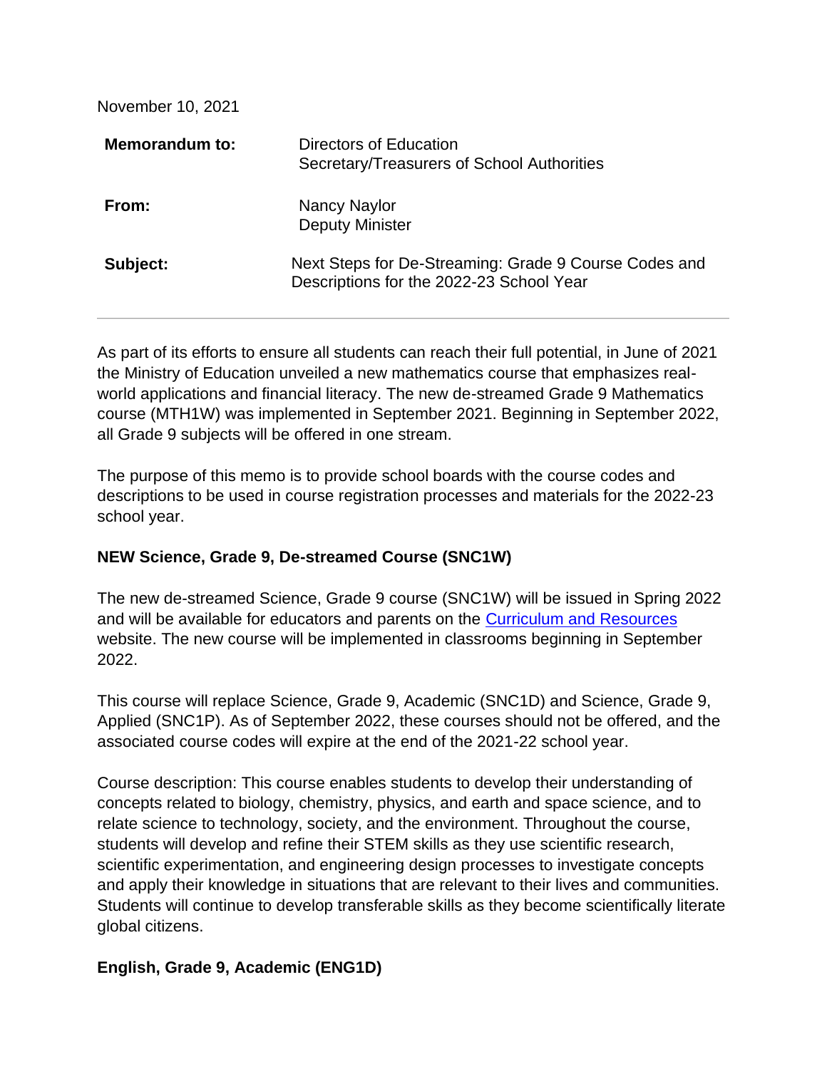November 10, 2021

| | |
|---|---|
| **Memorandum to:** | Directors of Education<br>Secretary/Treasurers of School Authorities |
| **From:** | Nancy Naylor<br>Deputy Minister |
| **Subject:** | Next Steps for De-Streaming: Grade 9 Course Codes and Descriptions for the 2022-23 School Year |

---

As part of its efforts to ensure all students can reach their full potential, in June of 2021 the Ministry of Education unveiled a new mathematics course that emphasizes real-world applications and financial literacy. The new de-streamed Grade 9 Mathematics course (MTH1W) was implemented in September 2021. Beginning in September 2022, all Grade 9 subjects will be offered in one stream.

The purpose of this memo is to provide school boards with the course codes and descriptions to be used in course registration processes and materials for the 2022-23 school year.

**NEW Science, Grade 9, De-streamed Course (SNC1W)**

The new de-streamed Science, Grade 9 course (SNC1W) will be issued in Spring 2022 and will be available for educators and parents on the [Curriculum and Resources]() website. The new course will be implemented in classrooms beginning in September 2022.

This course will replace Science, Grade 9, Academic (SNC1D) and Science, Grade 9, Applied (SNC1P). As of September 2022, these courses should not be offered, and the associated course codes will expire at the end of the 2021-22 school year.

Course description: This course enables students to develop their understanding of concepts related to biology, chemistry, physics, and earth and space science, and to relate science to technology, society, and the environment. Throughout the course, students will develop and refine their STEM skills as they use scientific research, scientific experimentation, and engineering design processes to investigate concepts and apply their knowledge in situations that are relevant to their lives and communities. Students will continue to develop transferable skills as they become scientifically literate global citizens.

**English, Grade 9, Academic (ENG1D)**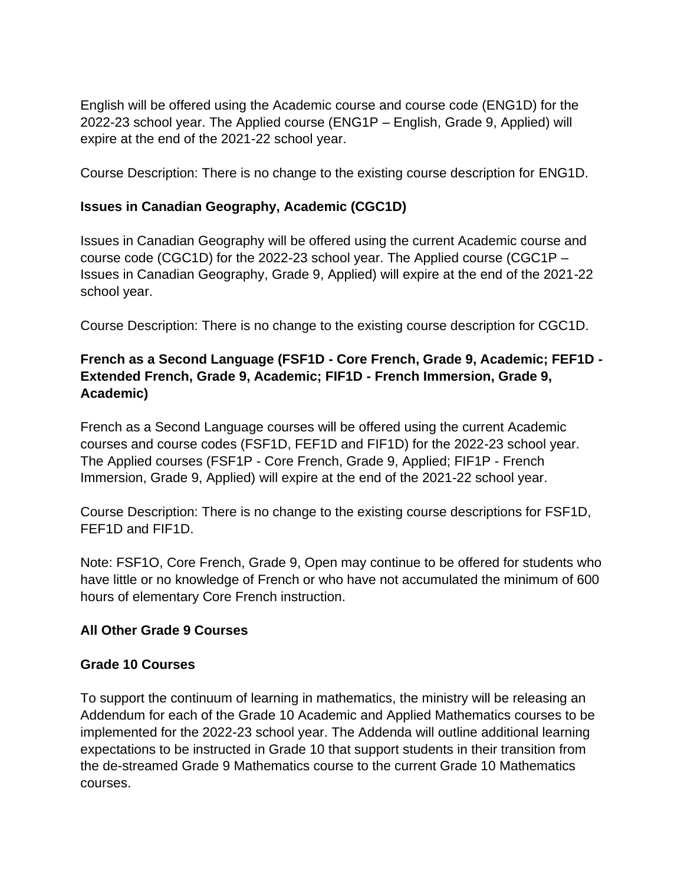English will be offered using the Academic course and course code (ENG1D) for the 2022-23 school year. The Applied course (ENG1P – English, Grade 9, Applied) will expire at the end of the 2021-22 school year.

Course Description: There is no change to the existing course description for ENG1D.

**Issues in Canadian Geography, Academic (CGC1D)**

Issues in Canadian Geography will be offered using the current Academic course and course code (CGC1D) for the 2022-23 school year. The Applied course (CGC1P – Issues in Canadian Geography, Grade 9, Applied) will expire at the end of the 2021-22 school year.

Course Description: There is no change to the existing course description for CGC1D.

**French as a Second Language (FSF1D - Core French, Grade 9, Academic; FEF1D - Extended French, Grade 9, Academic; FIF1D - French Immersion, Grade 9, Academic)**

French as a Second Language courses will be offered using the current Academic courses and course codes (FSF1D, FEF1D and FIF1D) for the 2022-23 school year. The Applied courses (FSF1P - Core French, Grade 9, Applied; FIF1P - French Immersion, Grade 9, Applied) will expire at the end of the 2021-22 school year.

Course Description: There is no change to the existing course descriptions for FSF1D, FEF1D and FIF1D.

Note: FSF1O, Core French, Grade 9, Open may continue to be offered for students who have little or no knowledge of French or who have not accumulated the minimum of 600 hours of elementary Core French instruction.

**All Other Grade 9 Courses**

**Grade 10 Courses**

To support the continuum of learning in mathematics, the ministry will be releasing an Addendum for each of the Grade 10 Academic and Applied Mathematics courses to be implemented for the 2022-23 school year. The Addenda will outline additional learning expectations to be instructed in Grade 10 that support students in their transition from the de-streamed Grade 9 Mathematics course to the current Grade 10 Mathematics courses.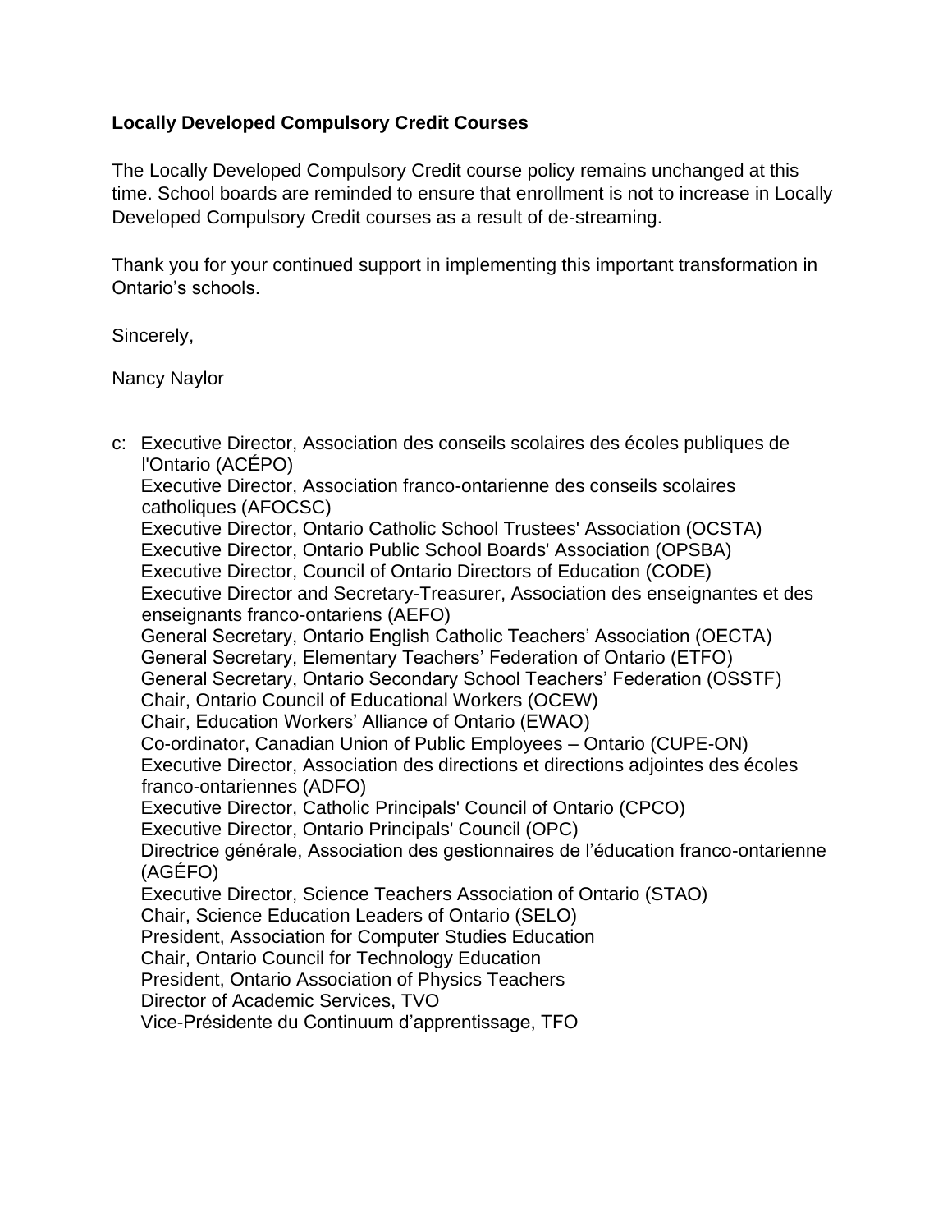**Locally Developed Compulsory Credit Courses**

The Locally Developed Compulsory Credit course policy remains unchanged at this time. School boards are reminded to ensure that enrollment is not to increase in Locally Developed Compulsory Credit courses as a result of de-streaming.

Thank you for your continued support in implementing this important transformation in Ontario's schools.

Sincerely,

Nancy Naylor

c: Executive Director, Association des conseils scolaires des écoles publiques de l'Ontario (ACÉPO)
Executive Director, Association franco-ontarienne des conseils scolaires catholiques (AFOCSC)
Executive Director, Ontario Catholic School Trustees' Association (OCSTA)
Executive Director, Ontario Public School Boards' Association (OPSBA)
Executive Director, Council of Ontario Directors of Education (CODE)
Executive Director and Secretary-Treasurer, Association des enseignantes et des enseignants franco-ontariens (AEFO)
General Secretary, Ontario English Catholic Teachers' Association (OECTA)
General Secretary, Elementary Teachers' Federation of Ontario (ETFO)
General Secretary, Ontario Secondary School Teachers' Federation (OSSTF)
Chair, Ontario Council of Educational Workers (OCEW)
Chair, Education Workers' Alliance of Ontario (EWAO)
Co-ordinator, Canadian Union of Public Employees – Ontario (CUPE-ON)
Executive Director, Association des directions et directions adjointes des écoles franco-ontariennes (ADFO)
Executive Director, Catholic Principals' Council of Ontario (CPCO)
Executive Director, Ontario Principals' Council (OPC)
Directrice générale, Association des gestionnaires de l'éducation franco-ontarienne (AGÉFO)
Executive Director, Science Teachers Association of Ontario (STAO)
Chair, Science Education Leaders of Ontario (SELO)
President, Association for Computer Studies Education
Chair, Ontario Council for Technology Education
President, Ontario Association of Physics Teachers
Director of Academic Services, TVO
Vice-Présidente du Continuum d'apprentissage, TFO